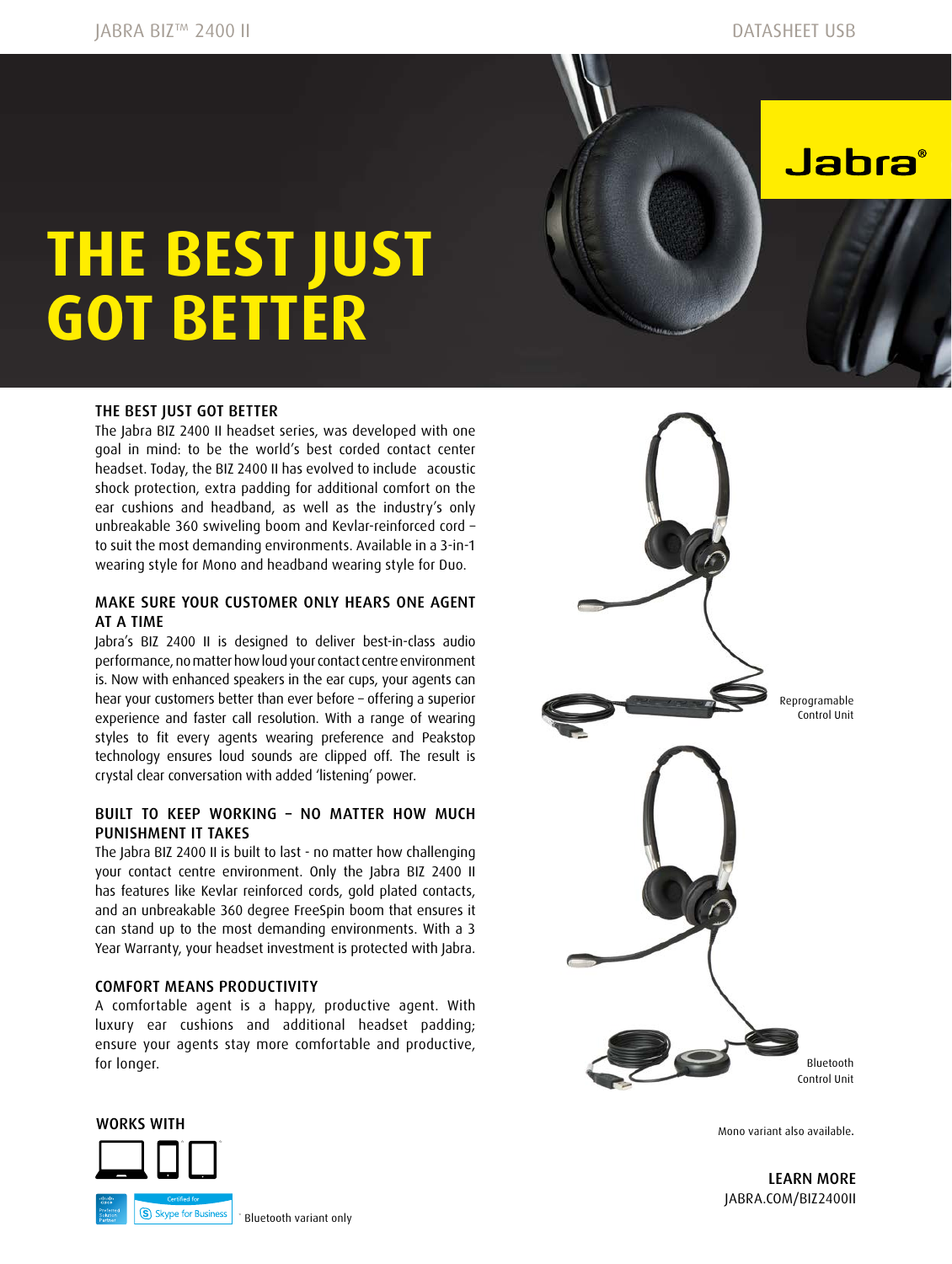# THE BEST JUST GOT BETTER

## THE BEST JUST GOT BETTER

The Jabra BIZ 2400 II headset series, was developed with one goal in mind: to be the world's best corded contact center headset. Today, the BIZ 2400 II has evolved to include acoustic shock protection, extra padding for additional comfort on the ear cushions and headband, as well as the industry's only unbreakable 360 swiveling boom and Kevlar-reinforced cord – to suit the most demanding environments. Available in a 3-in-1 wearing style for Mono and headband wearing style for Duo.

## MAKE SURE YOUR CUSTOMER ONLY HEARS ONE AGENT AT A TIME

Jabra's BIZ 2400 II is designed to deliver best-in-class audio performance, no matter how loud your contact centre environment is. Now with enhanced speakers in the ear cups, your agents can hear your customers better than ever before – offering a superior experience and faster call resolution. With a range of wearing styles to fit every agents wearing preference and Peakstop technology ensures loud sounds are clipped off. The result is crystal clear conversation with added 'listening' power.

## BUILT TO KEEP WORKING – NO MATTER HOW MUCH PUNISHMENT IT TAKES

The Jabra BIZ 2400 II is built to last - no matter how challenging your contact centre environment. Only the Jabra BIZ 2400 II has features like Kevlar reinforced cords, gold plated contacts, and an unbreakable 360 degree FreeSpin boom that ensures it can stand up to the most demanding environments. With a 3 Year Warranty, your headset investment is protected with Jabra.

## COMFORT MEANS PRODUCTIVITY

A comfortable agent is a happy, productive agent. With luxury ear cushions and additional headset padding; ensure your agents stay more comfortable and productive, for longer.

Reprogramable Control Unit

Bluetooth Control Unit

Mono variant also available.

## WORKS WITH

Certified for Skype for Business

* Bluetooth variant only

**LEARN MORE**
JABRA.COM/BIZ2400II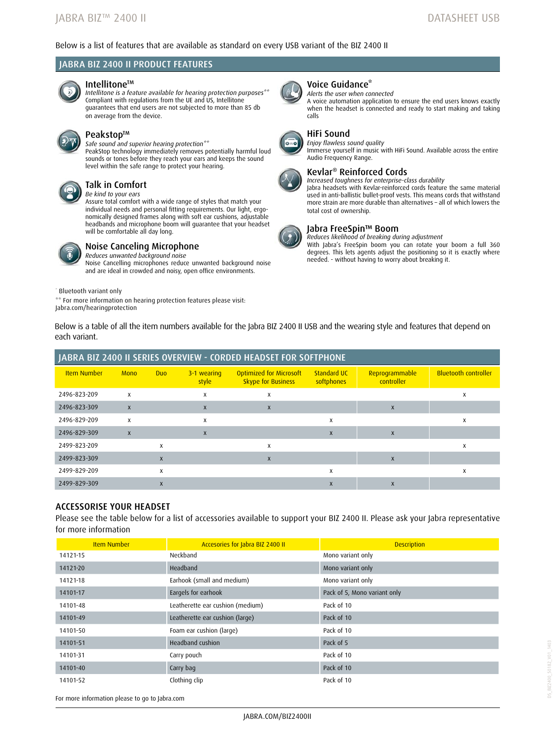Below is a list of features that are available as standard on every USB variant of the BIZ 2400 II

## JABRA BIZ 2400 II PRODUCT FEATURES

### Intellitone™

*Intellitone is a feature available for hearing protection purposes\*\**
Compliant with regulations from the UE and US, Intellitone guarantees that end users are not subjected to more than 85 db on average from the device.

### Peakstop™

*Safe sound and superior hearing protection\*\**
PeakStop technology immediately removes potentially harmful loud sounds or tones before they reach your ears and keeps the sound level within the safe range to protect your hearing.

### Talk in Comfort

*Be kind to your ears*
Assure total comfort with a wide range of styles that match your individual needs and personal fitting requirements. Our light, ergonomically designed frames along with soft ear cushions, adjustable headbands and microphone boom will guarantee that your headset will be comfortable all day long.

### Noise Canceling Microphone

*Reduces unwanted background noise*
Noise Cancelling microphones reduce unwanted background noise and are ideal in crowded and noisy, open office environments.

### Voice Guidance*

*Alerts the user when connected*
A voice automation application to ensure the end users knows exactly when the headset is connected and ready to start making and taking calls

### HiFi Sound

*Enjoy flawless sound quality*
Immerse yourself in music with HiFi Sound. Available across the entire Audio Frequency Range.

### Kevlar® Reinforced Cords

*Increased toughness for enterprise-class durability*
Jabra headsets with Kevlar-reinforced cords feature the same material used in anti-ballistic bullet-proof vests. This means cords that withstand more strain are more durable than alternatives – all of which lowers the total cost of ownership.

### Jabra FreeSpin™ Boom

*Reduces likelihood of breaking during adjustment*
With Jabra's FreeSpin boom you can rotate your boom a full 360 degrees. This lets agents adjust the positioning so it is exactly where needed. - without having to worry about breaking it.

\* Bluetooth variant only
\*\* For more information on hearing protection features please visit: Jabra.com/hearingprotection

Below is a table of all the item numbers available for the Jabra BIZ 2400 II USB and the wearing style and features that depend on each variant.

## JABRA BIZ 2400 II SERIES OVERVIEW - CORDED HEADSET FOR SOFTPHONE

| Item Number | Mono | Duo | 3-1 wearing style | Optimized for Microsoft Skype for Business | Standard UC softphones | Reprogrammable controller | Bluetooth controller |
|---|---|---|---|---|---|---|---|
| 2496-823-209 | x | | x | x | | | x |
| 2496-823-309 | x | | x | x | | x | |
| 2496-829-209 | x | | x | | x | | x |
| 2496-829-309 | x | | x | | x | x | |
| 2499-823-209 | | x | | x | | | x |
| 2499-823-309 | | x | | x | | x | |
| 2499-829-209 | | x | | | x | | x |
| 2499-829-309 | | x | | | x | x | |

## ACCESSORISE YOUR HEADSET

Please see the table below for a list of accessories available to support your BIZ 2400 II. Please ask your Jabra representative for more information

| Item Number | Accesories for Jabra BIZ 2400 II | Description |
|---|---|---|
| 14121-15 | Neckband | Mono variant only |
| 14121-20 | Headband | Mono variant only |
| 14121-18 | Earhook (small and medium) | Mono variant only |
| 14101-17 | Eargels for earhook | Pack of 5, Mono variant only |
| 14101-48 | Leatherette ear cushion (medium) | Pack of 10 |
| 14101-49 | Leatherette ear cushion (large) | Pack of 10 |
| 14101-50 | Foam ear cushion (large) | Pack of 10 |
| 14101-51 | Headband cushion | Pack of 5 |
| 14101-31 | Carry pouch | Pack of 10 |
| 14101-40 | Carry bag | Pack of 10 |
| 14101-52 | Clothing clip | Pack of 10 |

For more information please to go to Jabra.com

JABRA.COM/BIZ2400II